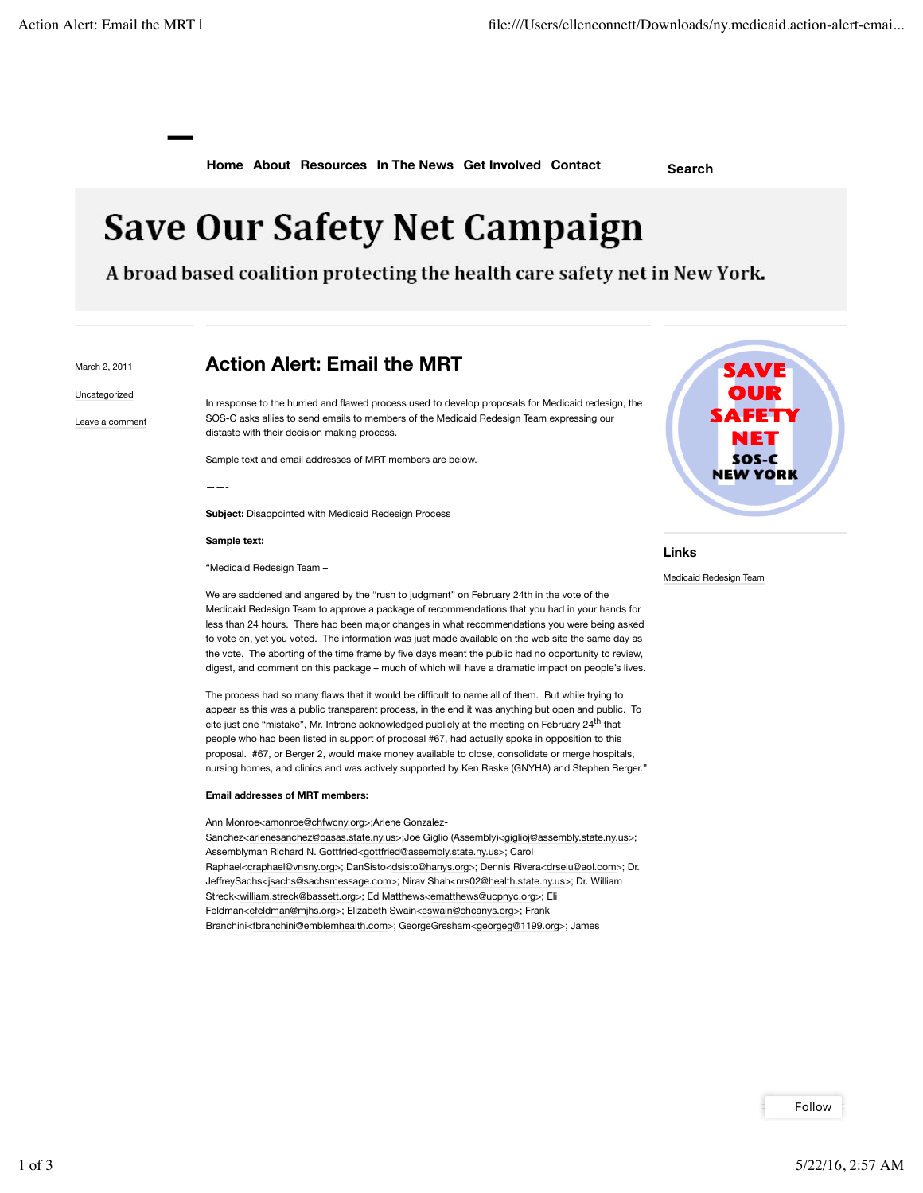Home About Resources In The News Get Involved Contact Search

# Save Our Safety Net Campaign

A broad based coalition protecting the health care safety net in New York.

March 2, 2011

Uncategorized

Leave a comment

## Action Alert: Email the MRT

In response to the hurried and flawed process used to develop proposals for Medicaid redesign, the SOS-C asks allies to send emails to members of the Medicaid Redesign Team expressing our distaste with their decision making process.

Sample text and email addresses of MRT members are below.

——-

**Subject:** Disappointed with Medicaid Redesign Process

**Sample text:**

"Medicaid Redesign Team –

We are saddened and angered by the "rush to judgment" on February 24th in the vote of the Medicaid Redesign Team to approve a package of recommendations that you had in your hands for less than 24 hours. There had been major changes in what recommendations you were being asked to vote on, yet you voted. The information was just made available on the web site the same day as the vote. The aborting of the time frame by five days meant the public had no opportunity to review, digest, and comment on this package – much of which will have a dramatic impact on people's lives.

The process had so many flaws that it would be difficult to name all of them. But while trying to appear as this was a public transparent process, in the end it was anything but open and public. To cite just one "mistake", Mr. Introne acknowledged publicly at the meeting on February 24th that people who had been listed in support of proposal #67, had actually spoke in opposition to this proposal. #67, or Berger 2, would make money available to close, consolidate or merge hospitals, nursing homes, and clinics and was actively supported by Ken Raske (GNYHA) and Stephen Berger."

**Email addresses of MRT members:**

Ann Monroe<amonroe@chfwcny.org>;Arlene Gonzalez-Sanchez<arlenesanchez@oasas.state.ny.us>;Joe Giglio (Assembly)<giglioj@assembly.state.ny.us>; Assemblyman Richard N. Gottfried<gottfried@assembly.state.ny.us>; Carol Raphael<craphael@vnsny.org>; DanSisto<dsisto@hanys.org>; Dennis Rivera<drseiu@aol.com>; Dr. JeffreySachs<jsachs@sachsmessage.com>; Nirav Shah<nrs02@health.state.ny.us>; Dr. William Streck<william.streck@bassett.org>; Ed Matthews<ematthews@ucpnyc.org>; Eli Feldman<efeldman@mjhs.org>; Elizabeth Swain<eswain@chcanys.org>; Frank Branchini<fbranchini@emblemhealth.com>; GeorgeGresham<georgeg@1199.org>; James

SAVE OUR SAFETY NET
SOS-C NEW YORK

### Links

Medicaid Redesign Team

Follow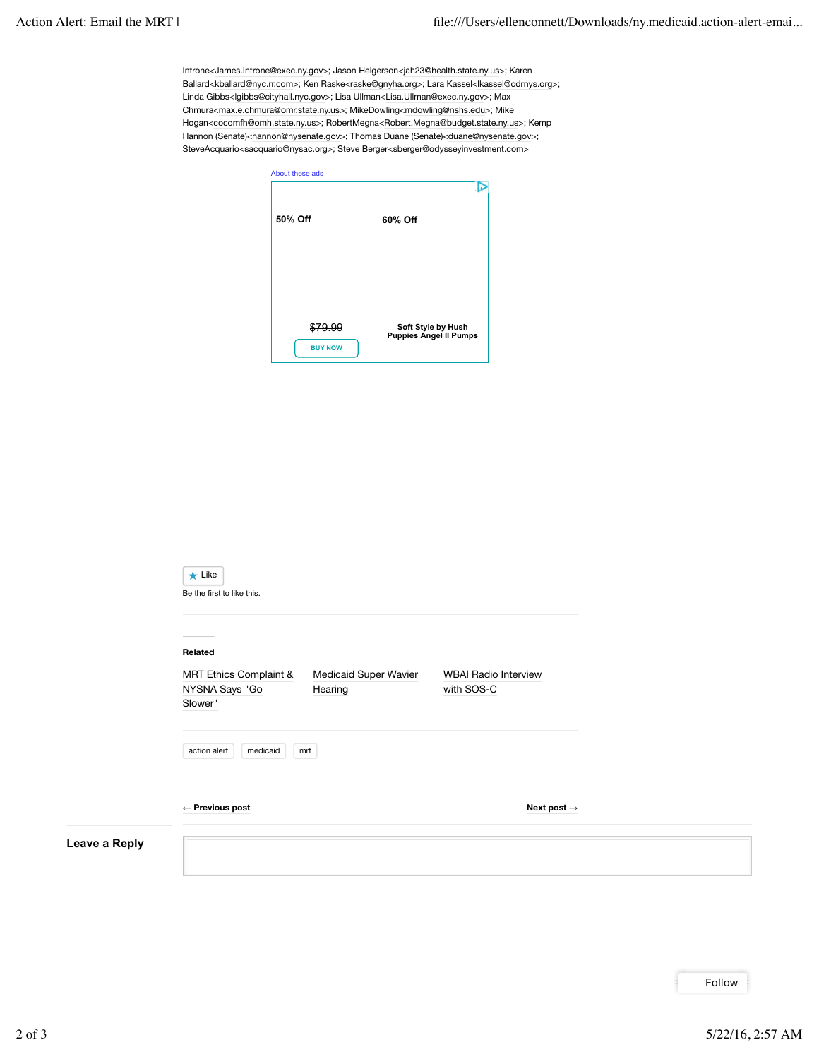Introne<James.Introne@exec.ny.gov>; Jason Helgerson<jah23@health.state.ny.us>; Karen Ballard<kballard@nyc.rr.com>; Ken Raske<raske@gnyha.org>; Lara Kassel<lkassel@cdrnys.org>; Linda Gibbs<lgibbs@cityhall.nyc.gov>; Lisa Ullman<Lisa.Ullman@exec.ny.gov>; Max Chmura<max.e.chmura@omr.state.ny.us>; MikeDowling<mdowling@nshs.edu>; Mike Hogan<cocomfh@omh.state.ny.us>; RobertMegna<Robert.Megna@budget.state.ny.us>; Kemp Hannon (Senate)<hannon@nysenate.gov>; Thomas Duane (Senate)<duane@nysenate.gov>; SteveAcquario<sacquario@nysac.org>; Steve Berger<sberger@odysseyinvestment.com>

About these ads

50% Off

60% Off

$79.99

BUY NOW

Soft Style by Hush Puppies Angel II Pumps

Like

Be the first to like this.

**Related**

MRT Ethics Complaint & NYSNA Says "Go Slower"

Medicaid Super Wavier Hearing

WBAI Radio Interview with SOS-C

action alert | medicaid | mrt

← **Previous post**

**Next post** →

## Leave a Reply

Follow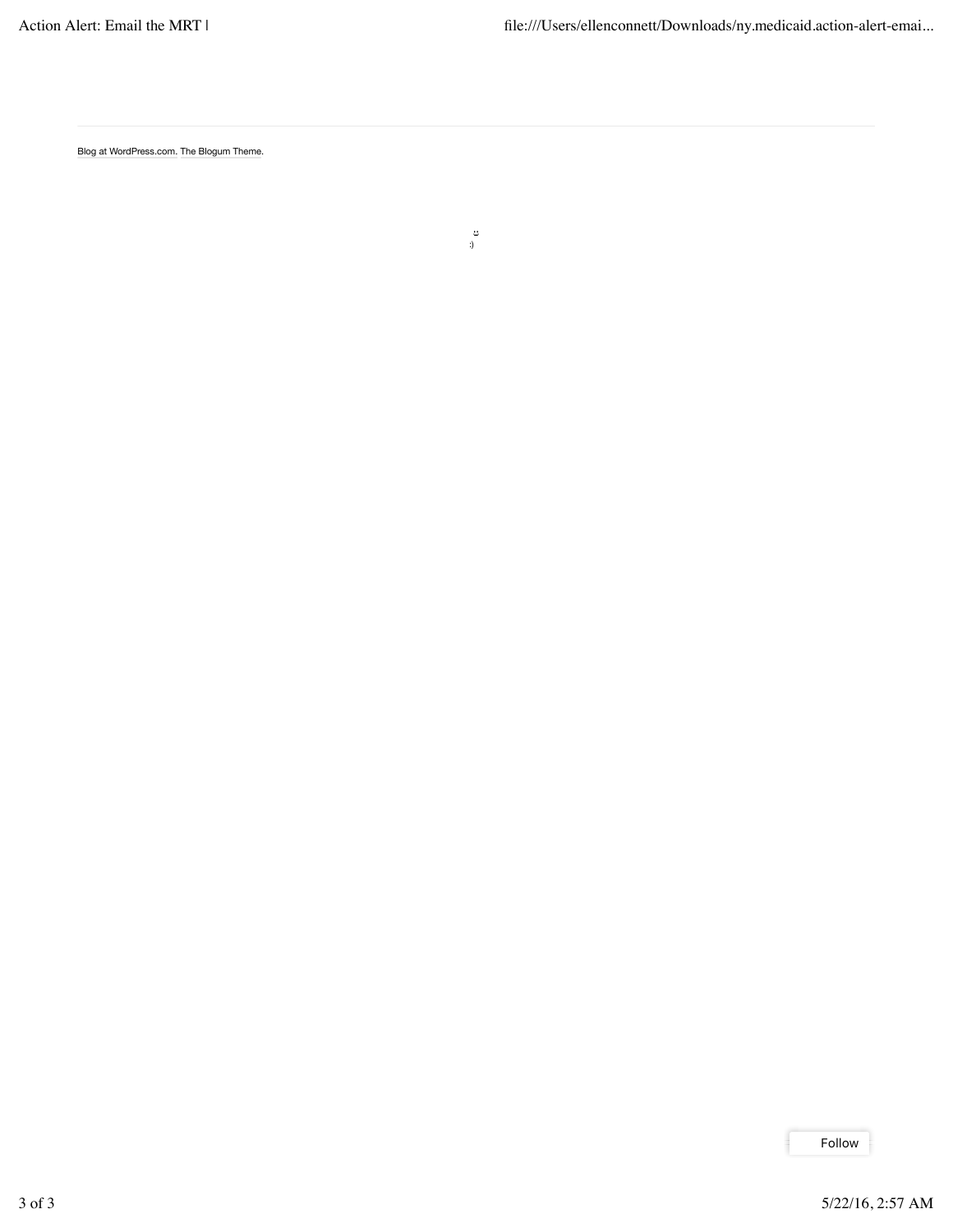Blog at WordPress.com. The Blogum Theme.

:)

Follow